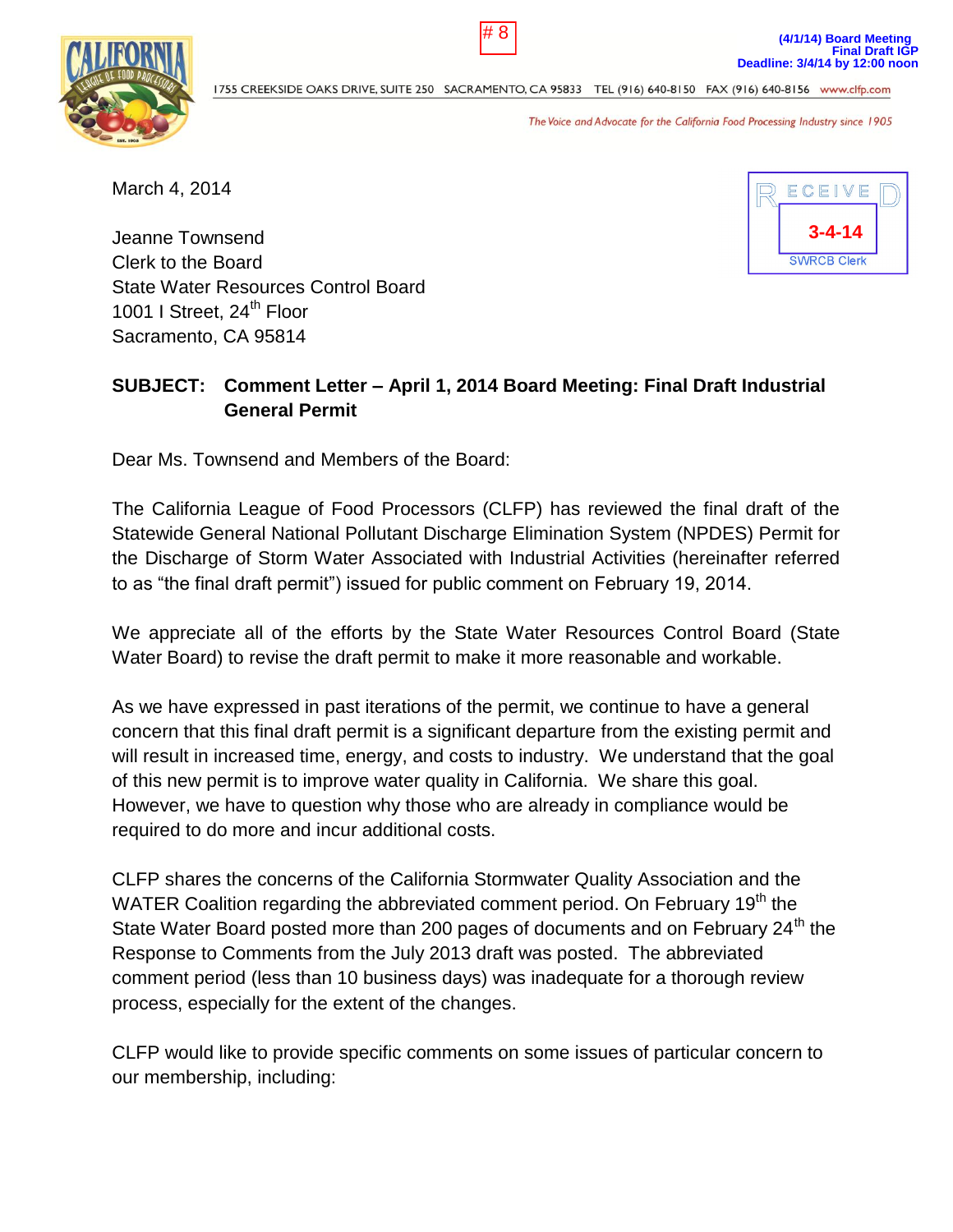# 8

**(4/1/14) Board Meeting**
**Final Draft IGP**
**Deadline: 3/4/14 by 12:00 noon**

1755 CREEKSIDE OAKS DRIVE, SUITE 250 SACRAMENTO, CA 95833 TEL (916) 640-8150 FAX (916) 640-8156 www.clfp.com

*The Voice and Advocate for the California Food Processing Industry since 1905*

RECEIVED
3-4-14
SWRCB Clerk

March 4, 2014

Jeanne Townsend
Clerk to the Board
State Water Resources Control Board
1001 I Street, 24th Floor
Sacramento, CA 95814

**SUBJECT: Comment Letter – April 1, 2014 Board Meeting: Final Draft Industrial General Permit**

Dear Ms. Townsend and Members of the Board:

The California League of Food Processors (CLFP) has reviewed the final draft of the Statewide General National Pollutant Discharge Elimination System (NPDES) Permit for the Discharge of Storm Water Associated with Industrial Activities (hereinafter referred to as "the final draft permit") issued for public comment on February 19, 2014.

We appreciate all of the efforts by the State Water Resources Control Board (State Water Board) to revise the draft permit to make it more reasonable and workable.

As we have expressed in past iterations of the permit, we continue to have a general concern that this final draft permit is a significant departure from the existing permit and will result in increased time, energy, and costs to industry. We understand that the goal of this new permit is to improve water quality in California. We share this goal. However, we have to question why those who are already in compliance would be required to do more and incur additional costs.

CLFP shares the concerns of the California Stormwater Quality Association and the WATER Coalition regarding the abbreviated comment period. On February 19th the State Water Board posted more than 200 pages of documents and on February 24th the Response to Comments from the July 2013 draft was posted. The abbreviated comment period (less than 10 business days) was inadequate for a thorough review process, especially for the extent of the changes.

CLFP would like to provide specific comments on some issues of particular concern to our membership, including: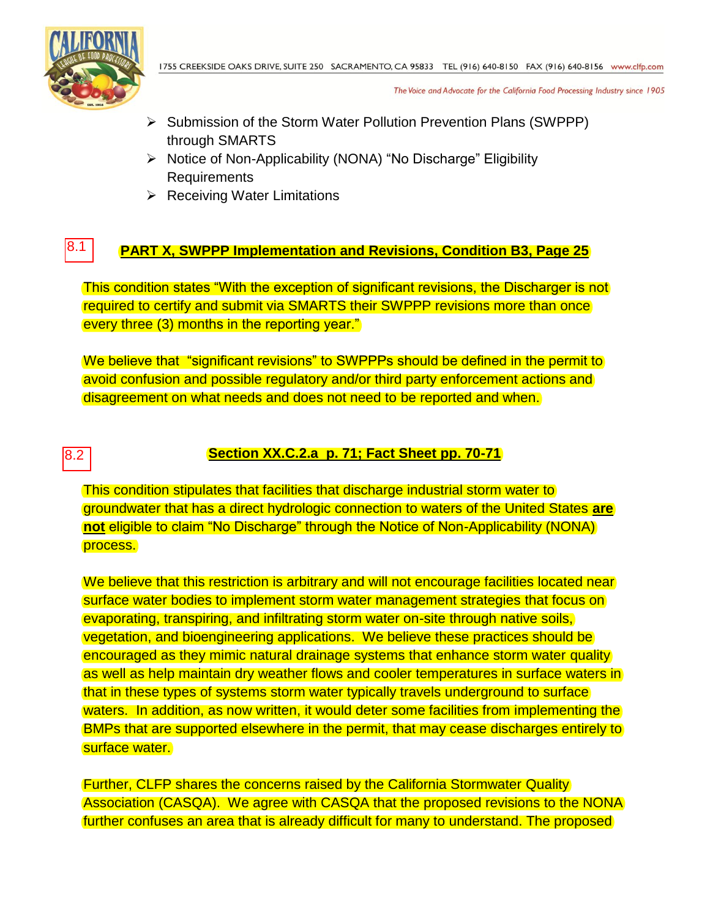- Submission of the Storm Water Pollution Prevention Plans (SWPPP) through SMARTS
- Notice of Non-Applicability (NONA) "No Discharge" Eligibility Requirements
- Receiving Water Limitations

8.1

**PART X, SWPPP Implementation and Revisions, Condition B3, Page 25**

This condition states "With the exception of significant revisions, the Discharger is not required to certify and submit via SMARTS their SWPPP revisions more than once every three (3) months in the reporting year."

We believe that "significant revisions" to SWPPPs should be defined in the permit to avoid confusion and possible regulatory and/or third party enforcement actions and disagreement on what needs and does not need to be reported and when.

8.2

**Section XX.C.2.a p. 71; Fact Sheet pp. 70-71**

This condition stipulates that facilities that discharge industrial storm water to groundwater that has a direct hydrologic connection to waters of the United States **are not** eligible to claim "No Discharge" through the Notice of Non-Applicability (NONA) process.

We believe that this restriction is arbitrary and will not encourage facilities located near surface water bodies to implement storm water management strategies that focus on evaporating, transpiring, and infiltrating storm water on-site through native soils, vegetation, and bioengineering applications. We believe these practices should be encouraged as they mimic natural drainage systems that enhance storm water quality as well as help maintain dry weather flows and cooler temperatures in surface waters in that in these types of systems storm water typically travels underground to surface waters. In addition, as now written, it would deter some facilities from implementing the BMPs that are supported elsewhere in the permit, that may cease discharges entirely to surface water.

Further, CLFP shares the concerns raised by the California Stormwater Quality Association (CASQA). We agree with CASQA that the proposed revisions to the NONA further confuses an area that is already difficult for many to understand. The proposed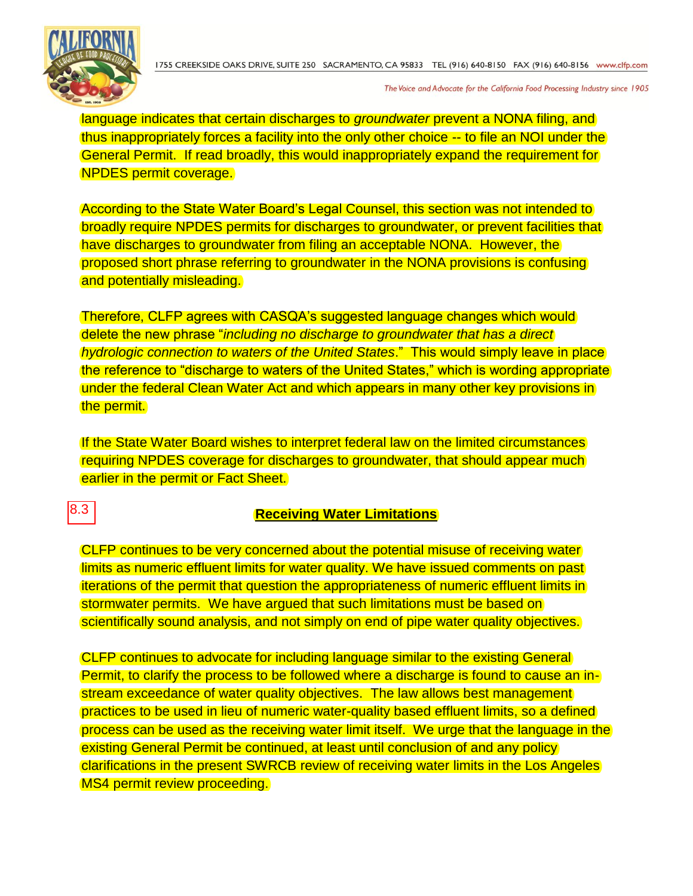language indicates that certain discharges to *groundwater* prevent a NONA filing, and thus inappropriately forces a facility into the only other choice -- to file an NOI under the General Permit. If read broadly, this would inappropriately expand the requirement for NPDES permit coverage.

According to the State Water Board's Legal Counsel, this section was not intended to broadly require NPDES permits for discharges to groundwater, or prevent facilities that have discharges to groundwater from filing an acceptable NONA. However, the proposed short phrase referring to groundwater in the NONA provisions is confusing and potentially misleading.

Therefore, CLFP agrees with CASQA's suggested language changes which would delete the new phrase "*including no discharge to groundwater that has a direct hydrologic connection to waters of the United States*." This would simply leave in place the reference to "discharge to waters of the United States," which is wording appropriate under the federal Clean Water Act and which appears in many other key provisions in the permit.

If the State Water Board wishes to interpret federal law on the limited circumstances requiring NPDES coverage for discharges to groundwater, that should appear much earlier in the permit or Fact Sheet.

8.3

## Receiving Water Limitations

CLFP continues to be very concerned about the potential misuse of receiving water limits as numeric effluent limits for water quality. We have issued comments on past iterations of the permit that question the appropriateness of numeric effluent limits in stormwater permits. We have argued that such limitations must be based on scientifically sound analysis, and not simply on end of pipe water quality objectives.

CLFP continues to advocate for including language similar to the existing General Permit, to clarify the process to be followed where a discharge is found to cause an in-stream exceedance of water quality objectives. The law allows best management practices to be used in lieu of numeric water-quality based effluent limits, so a defined process can be used as the receiving water limit itself. We urge that the language in the existing General Permit be continued, at least until conclusion of and any policy clarifications in the present SWRCB review of receiving water limits in the Los Angeles MS4 permit review proceeding.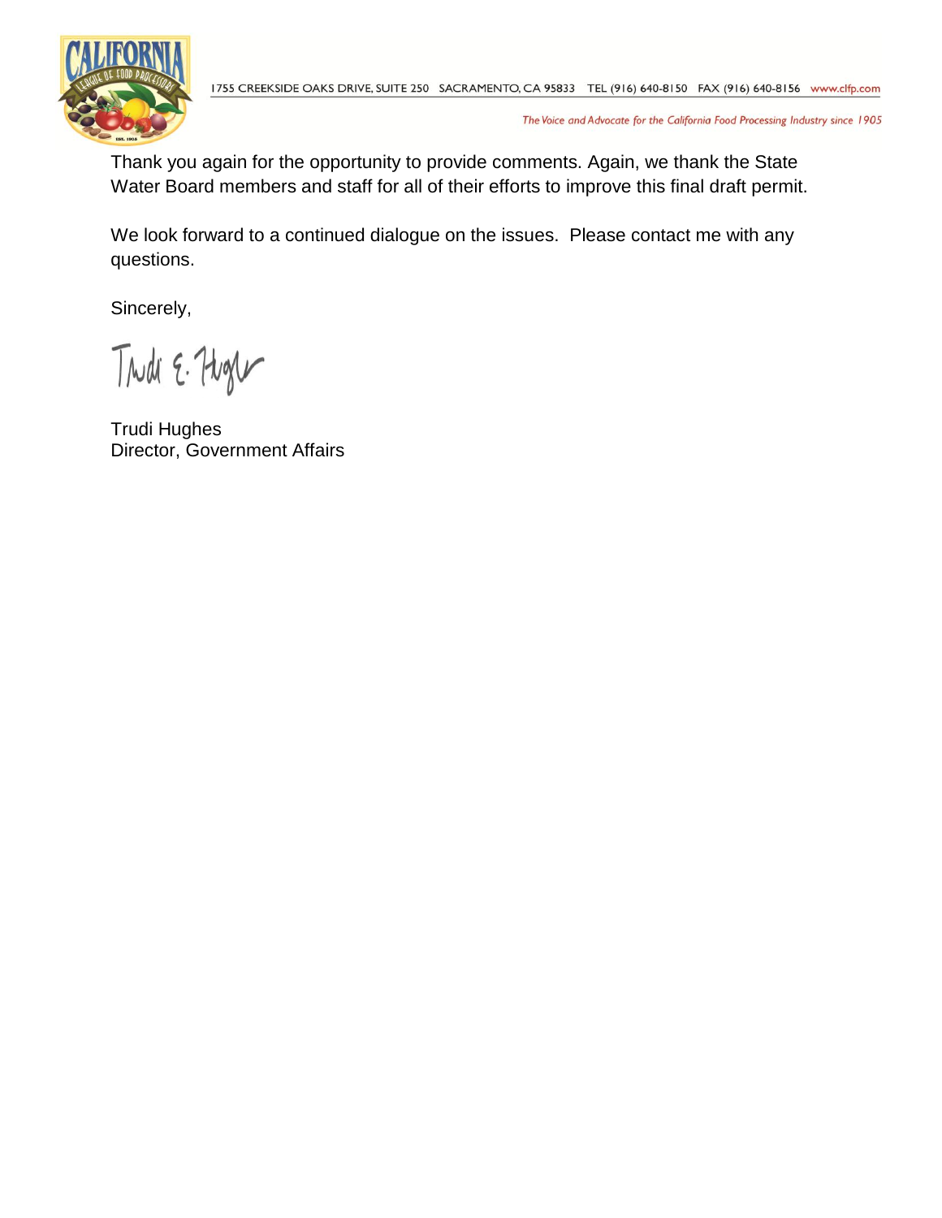Thank you again for the opportunity to provide comments. Again, we thank the State Water Board members and staff for all of their efforts to improve this final draft permit.

We look forward to a continued dialogue on the issues. Please contact me with any questions.

Sincerely,

Trudi Hughes
Director, Government Affairs